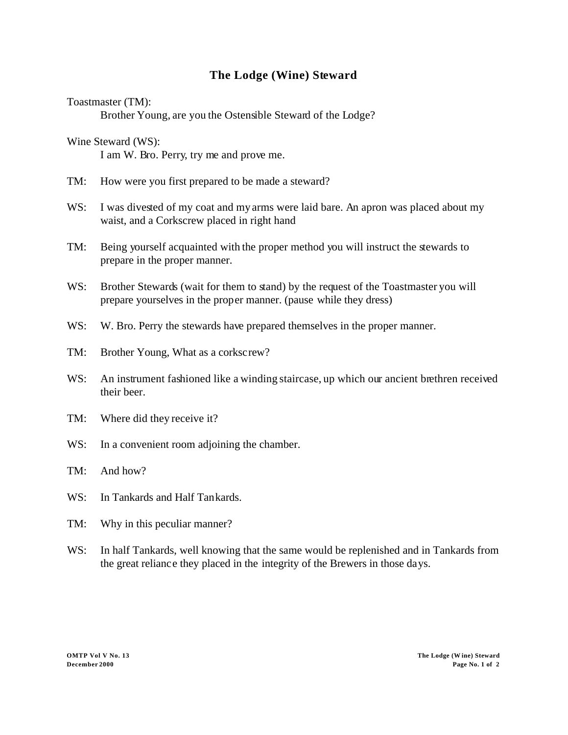# The Lodge (Wine) Steward

Toastmaster (TM):

Brother Young, are you the Ostensible Steward of the Lodge?

Wine Steward (WS):

I am W. Bro. Perry, try me and prove me.

TM: How were you first prepared to be made a steward?

WS: I was divested of my coat and my arms were laid bare. An apron was placed about my waist, and a Corkscrew placed in right hand

TM: Being yourself acquainted with the proper method you will instruct the stewards to prepare in the proper manner.

WS: Brother Stewards (wait for them to stand) by the request of the Toastmaster you will prepare yourselves in the proper manner. (pause while they dress)

WS: W. Bro. Perry the stewards have prepared themselves in the proper manner.

TM: Brother Young, What as a corkscrew?

WS: An instrument fashioned like a winding staircase, up which our ancient brethren received their beer.

TM: Where did they receive it?

WS: In a convenient room adjoining the chamber.

TM: And how?

WS: In Tankards and Half Tankards.

TM: Why in this peculiar manner?

WS: In half Tankards, well knowing that the same would be replenished and in Tankards from the great reliance they placed in the integrity of the Brewers in those days.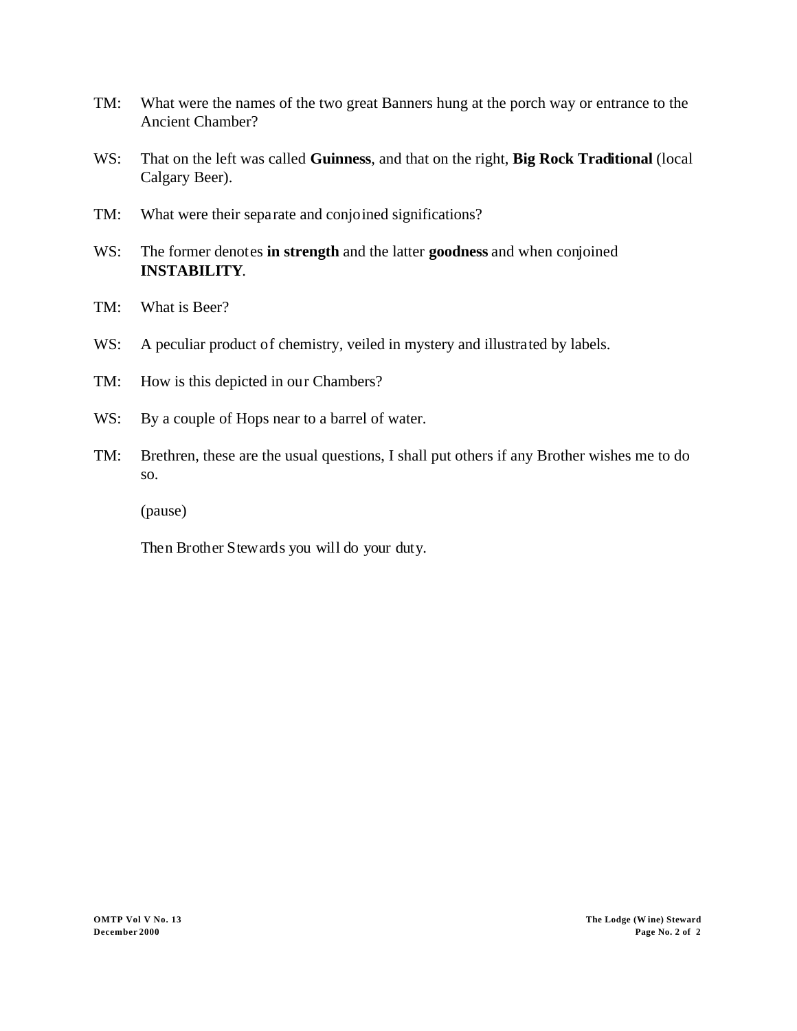TM: What were the names of the two great Banners hung at the porch way or entrance to the Ancient Chamber?

WS: That on the left was called **Guinness**, and that on the right, **Big Rock Traditional** (local Calgary Beer).

TM: What were their separate and conjoined significations?

WS: The former denotes **in strength** and the latter **goodness** and when conjoined **INSTABILITY**.

TM: What is Beer?

WS: A peculiar product of chemistry, veiled in mystery and illustrated by labels.

TM: How is this depicted in our Chambers?

WS: By a couple of Hops near to a barrel of water.

TM: Brethren, these are the usual questions, I shall put others if any Brother wishes me to do so.

(pause)

Then Brother Stewards you will do your duty.